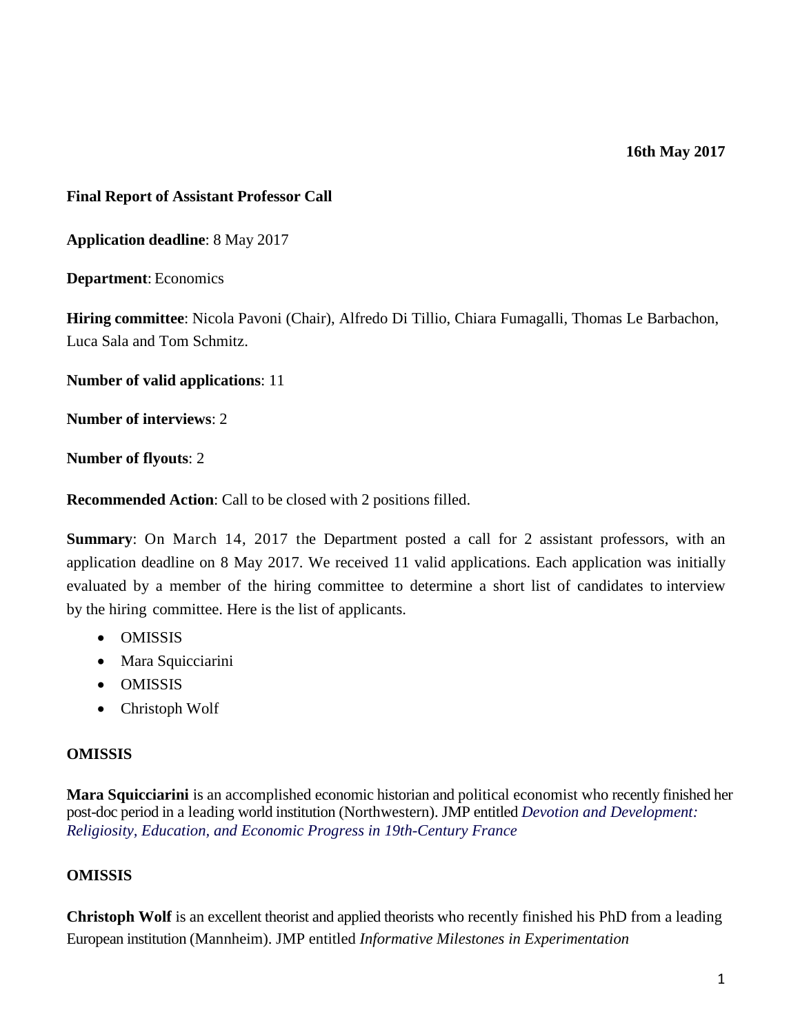**16th May 2017**

**Final Report of Assistant Professor Call**

**Application deadline**: 8 May 2017

**Department**: Economics

**Hiring committee**: Nicola Pavoni (Chair), Alfredo Di Tillio, Chiara Fumagalli, Thomas Le Barbachon, Luca Sala and Tom Schmitz.

**Number of valid applications**: 11

**Number of interviews**: 2

**Number of flyouts**: 2

**Recommended Action**: Call to be closed with 2 positions filled.

**Summary**: On March 14, 2017 the Department posted a call for 2 assistant professors, with an application deadline on 8 May 2017. We received 11 valid applications. Each application was initially evaluated by a member of the hiring committee to determine a short list of candidates to interview by the hiring committee. Here is the list of applicants.

- OMISSIS
- Mara Squicciarini
- OMISSIS
- Christoph Wolf

**OMISSIS**

**Mara Squicciarini** is an accomplished economic historian and political economist who recently finished her post-doc period in a leading world institution (Northwestern). JMP entitled *Devotion and Development: Religiosity, Education, and Economic Progress in 19th-Century France*

**OMISSIS**

**Christoph Wolf** is an excellent theorist and applied theorists who recently finished his PhD from a leading European institution (Mannheim). JMP entitled *Informative Milestones in Experimentation*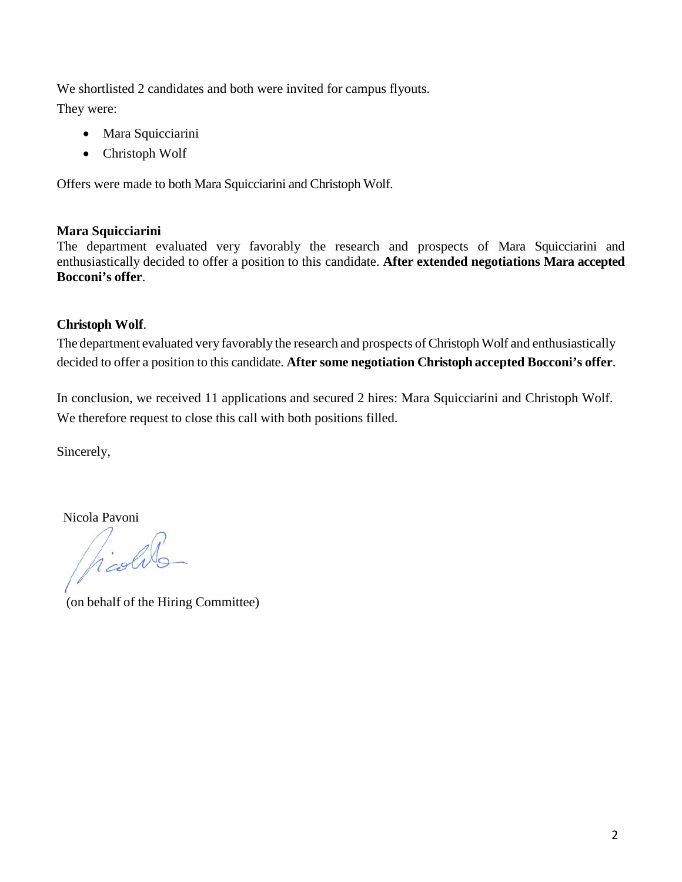We shortlisted 2 candidates and both were invited for campus flyouts.

They were:

- Mara Squicciarini
- Christoph Wolf

Offers were made to both Mara Squicciarini and Christoph Wolf.

**Mara Squicciarini**

The department evaluated very favorably the research and prospects of Mara Squicciarini and enthusiastically decided to offer a position to this candidate. **After extended negotiations Mara accepted Bocconi's offer**.

**Christoph Wolf**.

The department evaluated very favorably the research and prospects of Christoph Wolf and enthusiastically decided to offer a position to this candidate. **After some negotiation Christoph accepted Bocconi's offer**.

In conclusion, we received 11 applications and secured 2 hires: Mara Squicciarini and Christoph Wolf. We therefore request to close this call with both positions filled.

Sincerely,

Nicola Pavoni

(on behalf of the Hiring Committee)